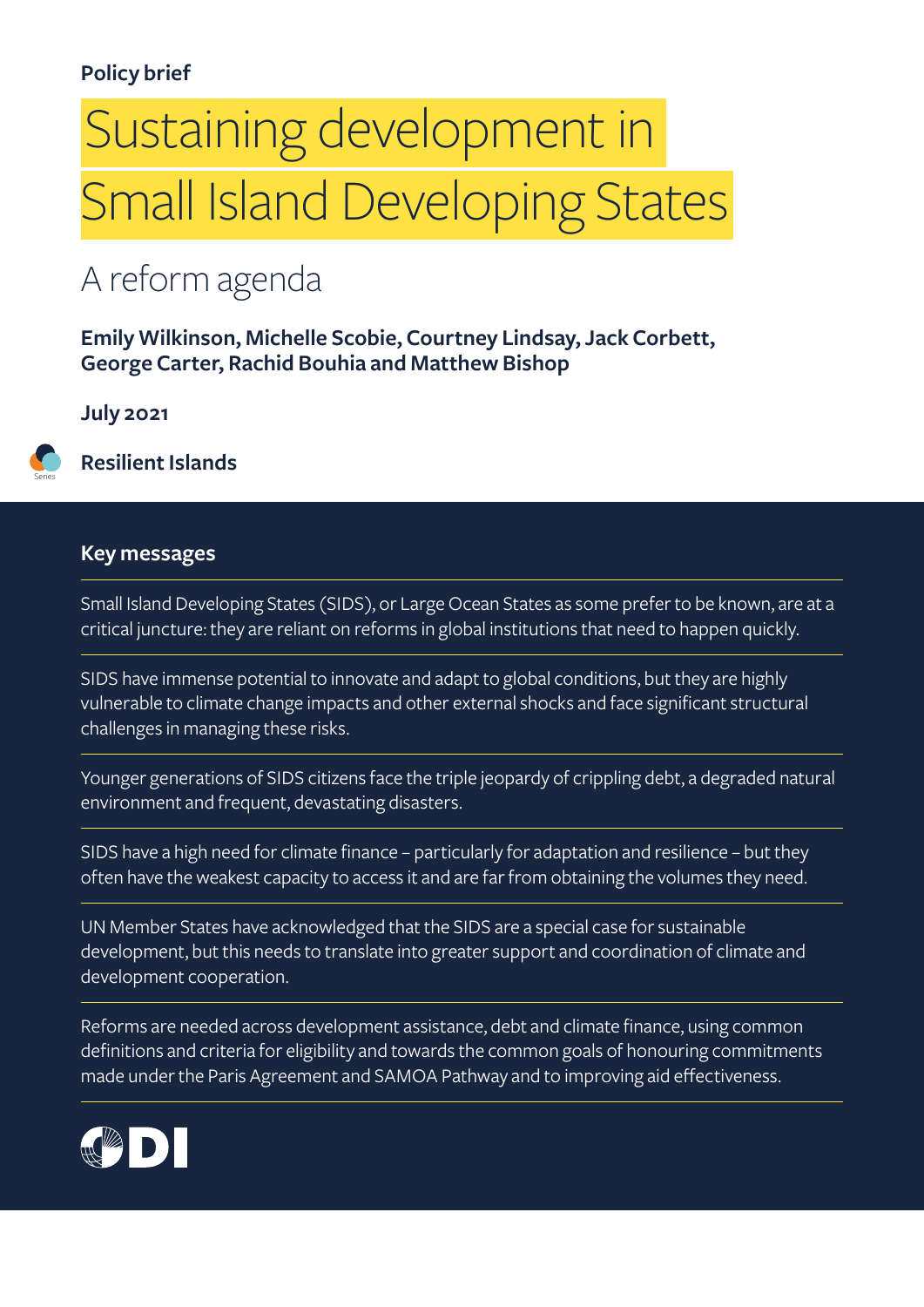Policy brief

# Sustaining development in Small Island Developing States

## A reform agenda

**Emily Wilkinson, Michelle Scobie, Courtney Lindsay, Jack Corbett, George Carter, Rachid Bouhia and Matthew Bishop**

**July 2021**

**Resilient Islands**

## Key messages

Small Island Developing States (SIDS), or Large Ocean States as some prefer to be known, are at a critical juncture: they are reliant on reforms in global institutions that need to happen quickly.

SIDS have immense potential to innovate and adapt to global conditions, but they are highly vulnerable to climate change impacts and other external shocks and face significant structural challenges in managing these risks.

Younger generations of SIDS citizens face the triple jeopardy of crippling debt, a degraded natural environment and frequent, devastating disasters.

SIDS have a high need for climate finance – particularly for adaptation and resilience – but they often have the weakest capacity to access it and are far from obtaining the volumes they need.

UN Member States have acknowledged that the SIDS are a special case for sustainable development, but this needs to translate into greater support and coordination of climate and development cooperation.

Reforms are needed across development assistance, debt and climate finance, using common definitions and criteria for eligibility and towards the common goals of honouring commitments made under the Paris Agreement and SAMOA Pathway and to improving aid effectiveness.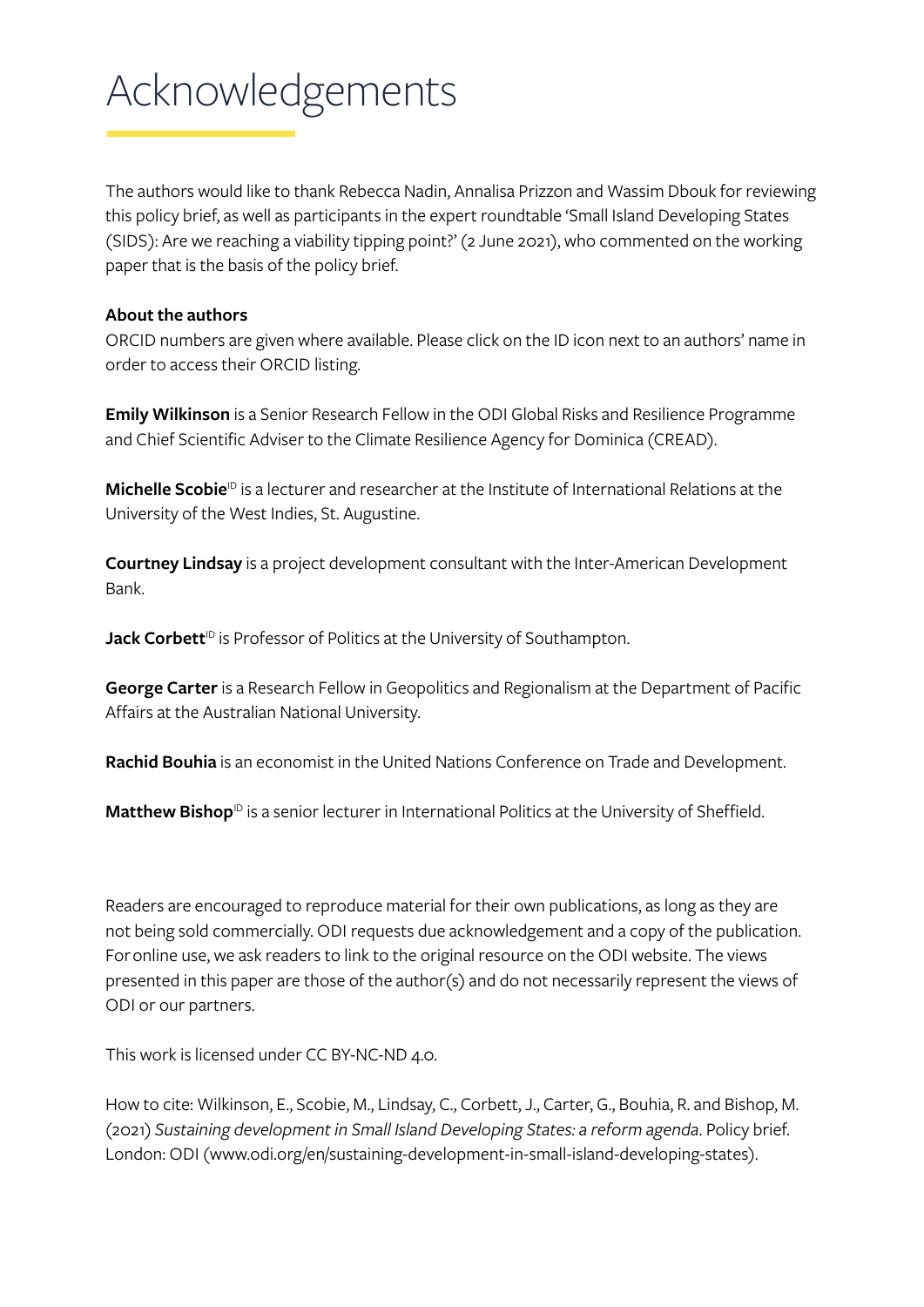# Acknowledgements

The authors would like to thank Rebecca Nadin, Annalisa Prizzon and Wassim Dbouk for reviewing this policy brief, as well as participants in the expert roundtable 'Small Island Developing States (SIDS): Are we reaching a viability tipping point?' (2 June 2021), who commented on the working paper that is the basis of the policy brief.

**About the authors**

ORCID numbers are given where available. Please click on the ID icon next to an authors' name in order to access their ORCID listing.

**Emily Wilkinson** is a Senior Research Fellow in the ODI Global Risks and Resilience Programme and Chief Scientific Adviser to the Climate Resilience Agency for Dominica (CREAD).

**Michelle Scobie** [ID] is a lecturer and researcher at the Institute of International Relations at the University of the West Indies, St. Augustine.

**Courtney Lindsay** is a project development consultant with the Inter-American Development Bank.

**Jack Corbett** [ID] is Professor of Politics at the University of Southampton.

**George Carter** is a Research Fellow in Geopolitics and Regionalism at the Department of Pacific Affairs at the Australian National University.

**Rachid Bouhia** is an economist in the United Nations Conference on Trade and Development.

**Matthew Bishop** [ID] is a senior lecturer in International Politics at the University of Sheffield.

Readers are encouraged to reproduce material for their own publications, as long as they are not being sold commercially. ODI requests due acknowledgement and a copy of the publication. For online use, we ask readers to link to the original resource on the ODI website. The views presented in this paper are those of the author(s) and do not necessarily represent the views of ODI or our partners.

This work is licensed under CC BY-NC-ND 4.0.

How to cite: Wilkinson, E., Scobie, M., Lindsay, C., Corbett, J., Carter, G., Bouhia, R. and Bishop, M. (2021) *Sustaining development in Small Island Developing States: a reform agenda*. Policy brief. London: ODI (www.odi.org/en/sustaining-development-in-small-island-developing-states).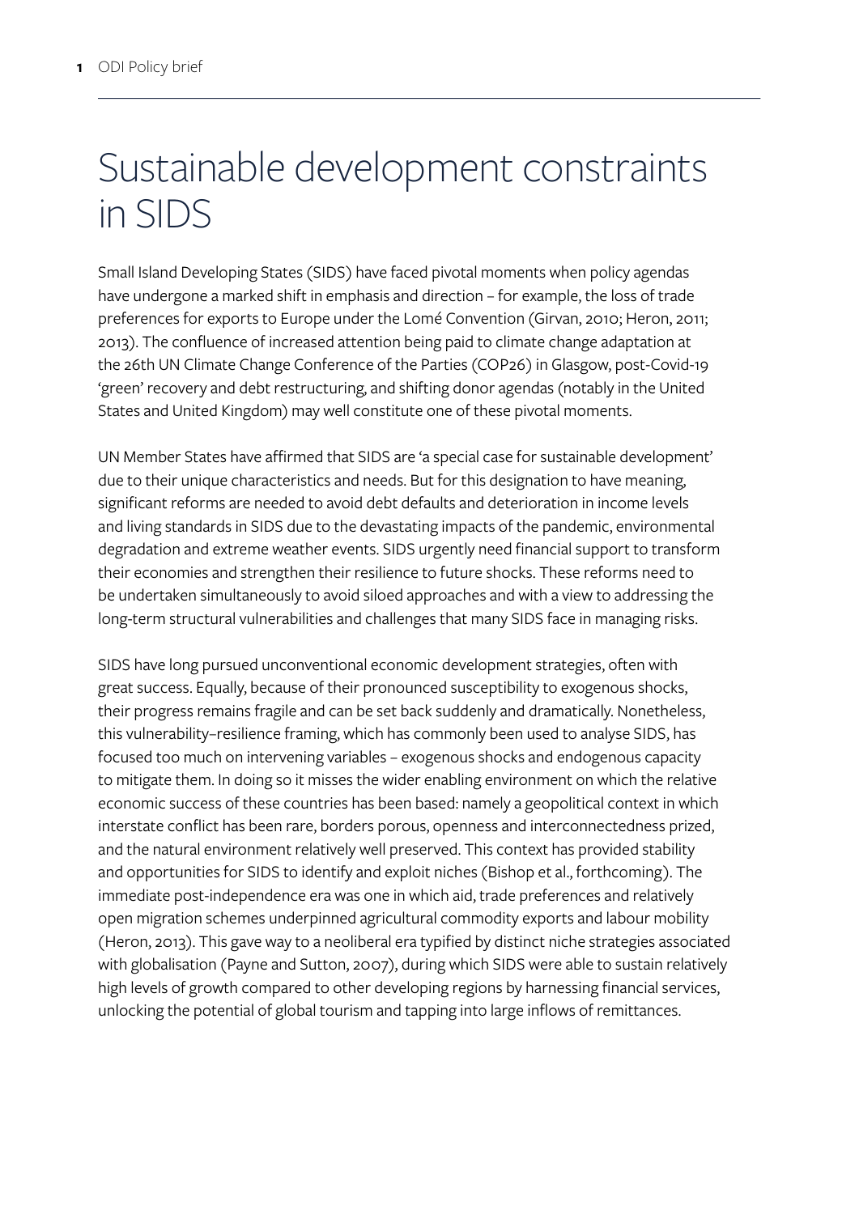# Sustainable development constraints in SIDS

Small Island Developing States (SIDS) have faced pivotal moments when policy agendas have undergone a marked shift in emphasis and direction – for example, the loss of trade preferences for exports to Europe under the Lomé Convention (Girvan, 2010; Heron, 2011; 2013). The confluence of increased attention being paid to climate change adaptation at the 26th UN Climate Change Conference of the Parties (COP26) in Glasgow, post-Covid-19 'green' recovery and debt restructuring, and shifting donor agendas (notably in the United States and United Kingdom) may well constitute one of these pivotal moments.

UN Member States have affirmed that SIDS are 'a special case for sustainable development' due to their unique characteristics and needs. But for this designation to have meaning, significant reforms are needed to avoid debt defaults and deterioration in income levels and living standards in SIDS due to the devastating impacts of the pandemic, environmental degradation and extreme weather events. SIDS urgently need financial support to transform their economies and strengthen their resilience to future shocks. These reforms need to be undertaken simultaneously to avoid siloed approaches and with a view to addressing the long-term structural vulnerabilities and challenges that many SIDS face in managing risks.

SIDS have long pursued unconventional economic development strategies, often with great success. Equally, because of their pronounced susceptibility to exogenous shocks, their progress remains fragile and can be set back suddenly and dramatically. Nonetheless, this vulnerability–resilience framing, which has commonly been used to analyse SIDS, has focused too much on intervening variables – exogenous shocks and endogenous capacity to mitigate them. In doing so it misses the wider enabling environment on which the relative economic success of these countries has been based: namely a geopolitical context in which interstate conflict has been rare, borders porous, openness and interconnectedness prized, and the natural environment relatively well preserved. This context has provided stability and opportunities for SIDS to identify and exploit niches (Bishop et al., forthcoming). The immediate post-independence era was one in which aid, trade preferences and relatively open migration schemes underpinned agricultural commodity exports and labour mobility (Heron, 2013). This gave way to a neoliberal era typified by distinct niche strategies associated with globalisation (Payne and Sutton, 2007), during which SIDS were able to sustain relatively high levels of growth compared to other developing regions by harnessing financial services, unlocking the potential of global tourism and tapping into large inflows of remittances.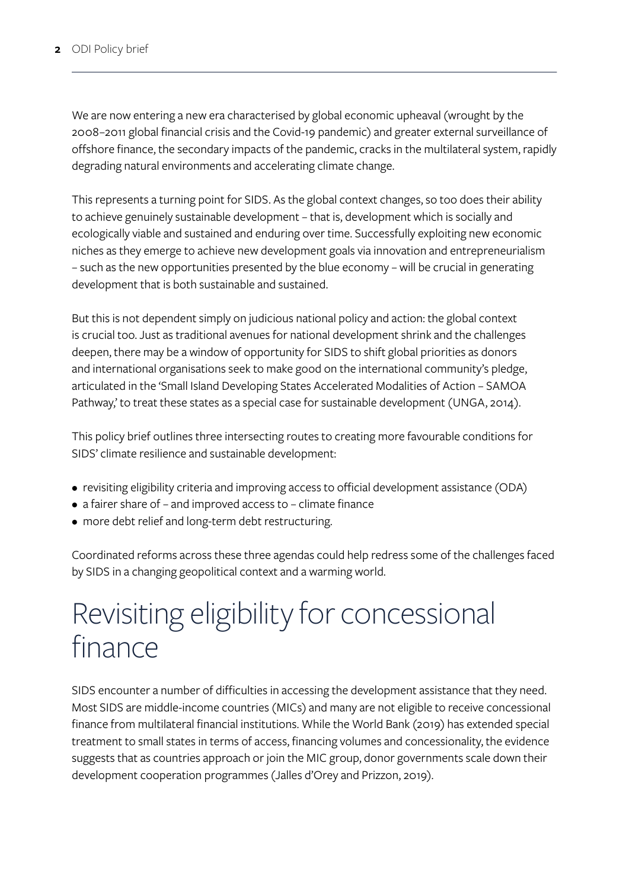We are now entering a new era characterised by global economic upheaval (wrought by the 2008–2011 global financial crisis and the Covid-19 pandemic) and greater external surveillance of offshore finance, the secondary impacts of the pandemic, cracks in the multilateral system, rapidly degrading natural environments and accelerating climate change.

This represents a turning point for SIDS. As the global context changes, so too does their ability to achieve genuinely sustainable development – that is, development which is socially and ecologically viable and sustained and enduring over time. Successfully exploiting new economic niches as they emerge to achieve new development goals via innovation and entrepreneurialism – such as the new opportunities presented by the blue economy – will be crucial in generating development that is both sustainable and sustained.

But this is not dependent simply on judicious national policy and action: the global context is crucial too. Just as traditional avenues for national development shrink and the challenges deepen, there may be a window of opportunity for SIDS to shift global priorities as donors and international organisations seek to make good on the international community's pledge, articulated in the 'Small Island Developing States Accelerated Modalities of Action – SAMOA Pathway,' to treat these states as a special case for sustainable development (UNGA, 2014).

This policy brief outlines three intersecting routes to creating more favourable conditions for SIDS' climate resilience and sustainable development:

- revisiting eligibility criteria and improving access to official development assistance (ODA)
- a fairer share of – and improved access to – climate finance
- more debt relief and long-term debt restructuring.

Coordinated reforms across these three agendas could help redress some of the challenges faced by SIDS in a changing geopolitical context and a warming world.

# Revisiting eligibility for concessional finance

SIDS encounter a number of difficulties in accessing the development assistance that they need. Most SIDS are middle-income countries (MICs) and many are not eligible to receive concessional finance from multilateral financial institutions. While the World Bank (2019) has extended special treatment to small states in terms of access, financing volumes and concessionality, the evidence suggests that as countries approach or join the MIC group, donor governments scale down their development cooperation programmes (Jalles d'Orey and Prizzon, 2019).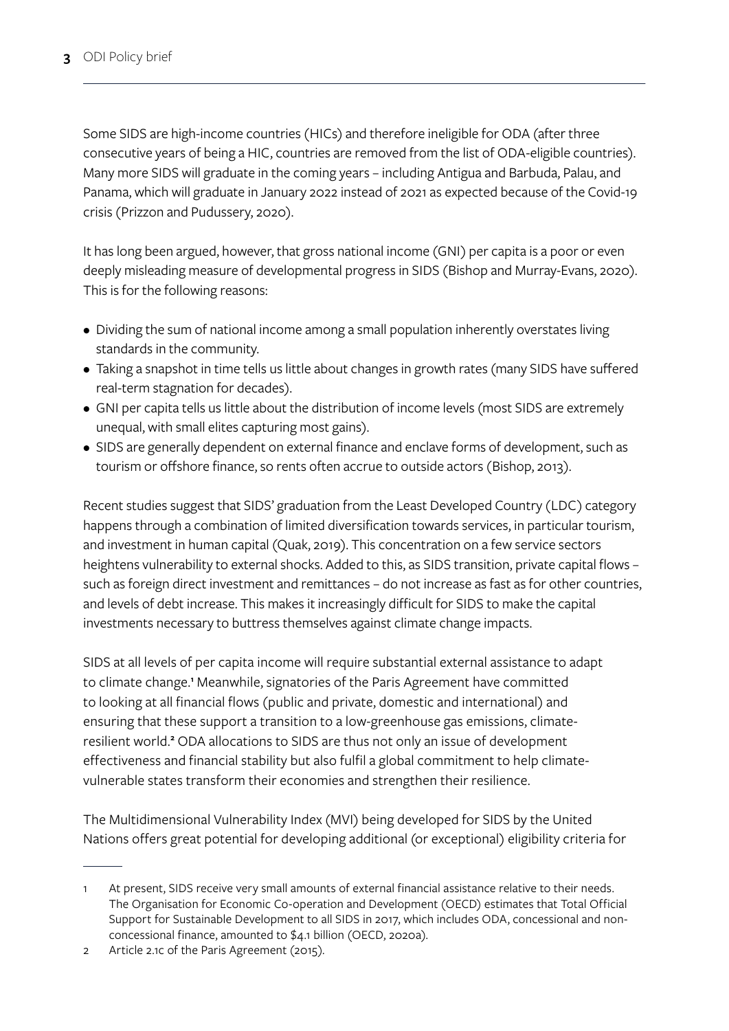Some SIDS are high-income countries (HICs) and therefore ineligible for ODA (after three consecutive years of being a HIC, countries are removed from the list of ODA-eligible countries). Many more SIDS will graduate in the coming years – including Antigua and Barbuda, Palau, and Panama, which will graduate in January 2022 instead of 2021 as expected because of the Covid-19 crisis (Prizzon and Pudussery, 2020).

It has long been argued, however, that gross national income (GNI) per capita is a poor or even deeply misleading measure of developmental progress in SIDS (Bishop and Murray-Evans, 2020). This is for the following reasons:

- Dividing the sum of national income among a small population inherently overstates living standards in the community.
- Taking a snapshot in time tells us little about changes in growth rates (many SIDS have suffered real-term stagnation for decades).
- GNI per capita tells us little about the distribution of income levels (most SIDS are extremely unequal, with small elites capturing most gains).
- SIDS are generally dependent on external finance and enclave forms of development, such as tourism or offshore finance, so rents often accrue to outside actors (Bishop, 2013).

Recent studies suggest that SIDS' graduation from the Least Developed Country (LDC) category happens through a combination of limited diversification towards services, in particular tourism, and investment in human capital (Quak, 2019). This concentration on a few service sectors heightens vulnerability to external shocks. Added to this, as SIDS transition, private capital flows – such as foreign direct investment and remittances – do not increase as fast as for other countries, and levels of debt increase. This makes it increasingly difficult for SIDS to make the capital investments necessary to buttress themselves against climate change impacts.

SIDS at all levels of per capita income will require substantial external assistance to adapt to climate change.[1] Meanwhile, signatories of the Paris Agreement have committed to looking at all financial flows (public and private, domestic and international) and ensuring that these support a transition to a low-greenhouse gas emissions, climate-resilient world.[2] ODA allocations to SIDS are thus not only an issue of development effectiveness and financial stability but also fulfil a global commitment to help climate-vulnerable states transform their economies and strengthen their resilience.

The Multidimensional Vulnerability Index (MVI) being developed for SIDS by the United Nations offers great potential for developing additional (or exceptional) eligibility criteria for

---

1 At present, SIDS receive very small amounts of external financial assistance relative to their needs. The Organisation for Economic Co-operation and Development (OECD) estimates that Total Official Support for Sustainable Development to all SIDS in 2017, which includes ODA, concessional and non-concessional finance, amounted to $4.1 billion (OECD, 2020a).

2 Article 2.1c of the Paris Agreement (2015).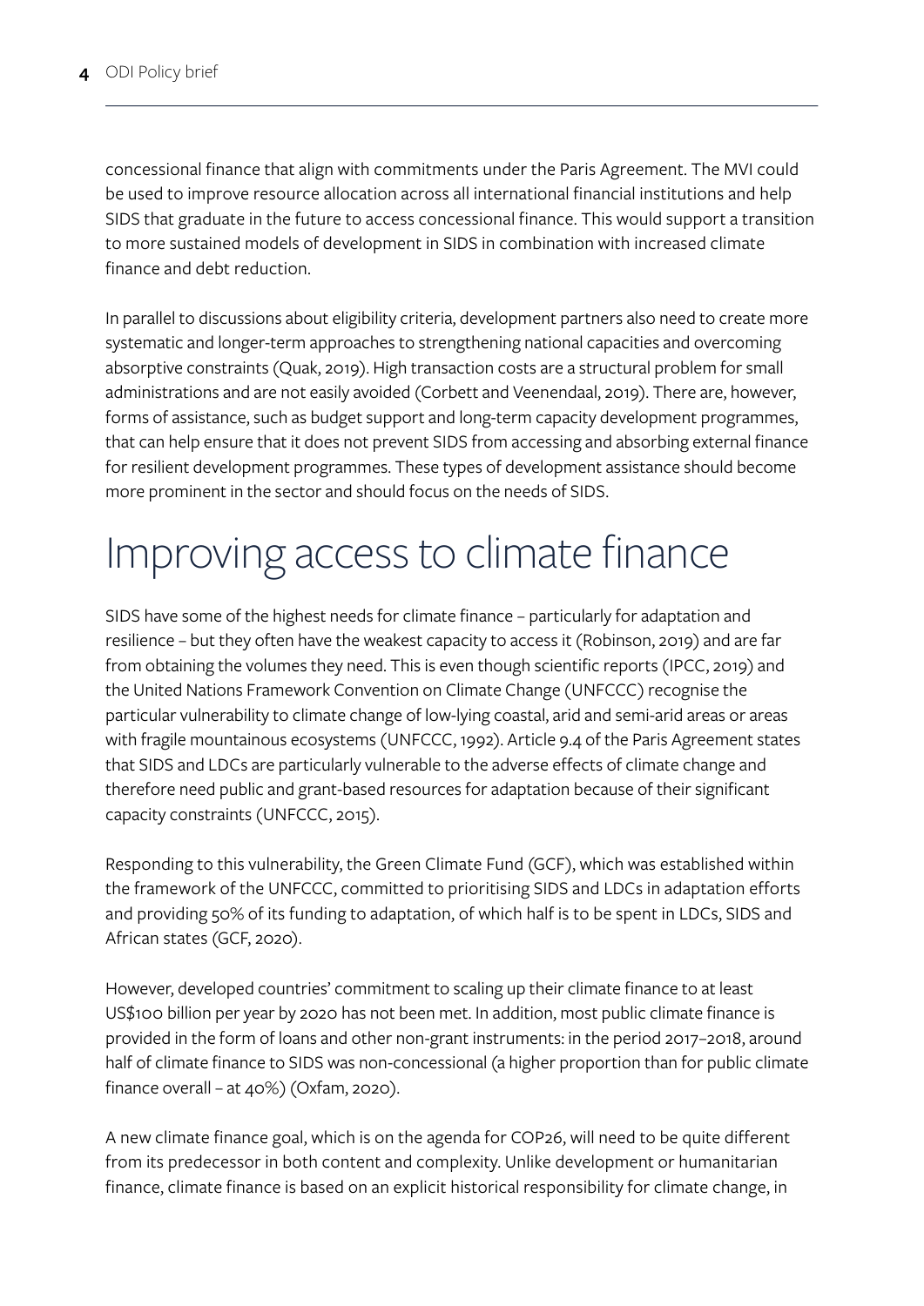concessional finance that align with commitments under the Paris Agreement. The MVI could be used to improve resource allocation across all international financial institutions and help SIDS that graduate in the future to access concessional finance. This would support a transition to more sustained models of development in SIDS in combination with increased climate finance and debt reduction.

In parallel to discussions about eligibility criteria, development partners also need to create more systematic and longer-term approaches to strengthening national capacities and overcoming absorptive constraints (Quak, 2019). High transaction costs are a structural problem for small administrations and are not easily avoided (Corbett and Veenendaal, 2019). There are, however, forms of assistance, such as budget support and long-term capacity development programmes, that can help ensure that it does not prevent SIDS from accessing and absorbing external finance for resilient development programmes. These types of development assistance should become more prominent in the sector and should focus on the needs of SIDS.

# Improving access to climate finance

SIDS have some of the highest needs for climate finance – particularly for adaptation and resilience – but they often have the weakest capacity to access it (Robinson, 2019) and are far from obtaining the volumes they need. This is even though scientific reports (IPCC, 2019) and the United Nations Framework Convention on Climate Change (UNFCCC) recognise the particular vulnerability to climate change of low-lying coastal, arid and semi-arid areas or areas with fragile mountainous ecosystems (UNFCCC, 1992). Article 9.4 of the Paris Agreement states that SIDS and LDCs are particularly vulnerable to the adverse effects of climate change and therefore need public and grant-based resources for adaptation because of their significant capacity constraints (UNFCCC, 2015).

Responding to this vulnerability, the Green Climate Fund (GCF), which was established within the framework of the UNFCCC, committed to prioritising SIDS and LDCs in adaptation efforts and providing 50% of its funding to adaptation, of which half is to be spent in LDCs, SIDS and African states (GCF, 2020).

However, developed countries' commitment to scaling up their climate finance to at least US$100 billion per year by 2020 has not been met. In addition, most public climate finance is provided in the form of loans and other non-grant instruments: in the period 2017–2018, around half of climate finance to SIDS was non-concessional (a higher proportion than for public climate finance overall – at 40%) (Oxfam, 2020).

A new climate finance goal, which is on the agenda for COP26, will need to be quite different from its predecessor in both content and complexity. Unlike development or humanitarian finance, climate finance is based on an explicit historical responsibility for climate change, in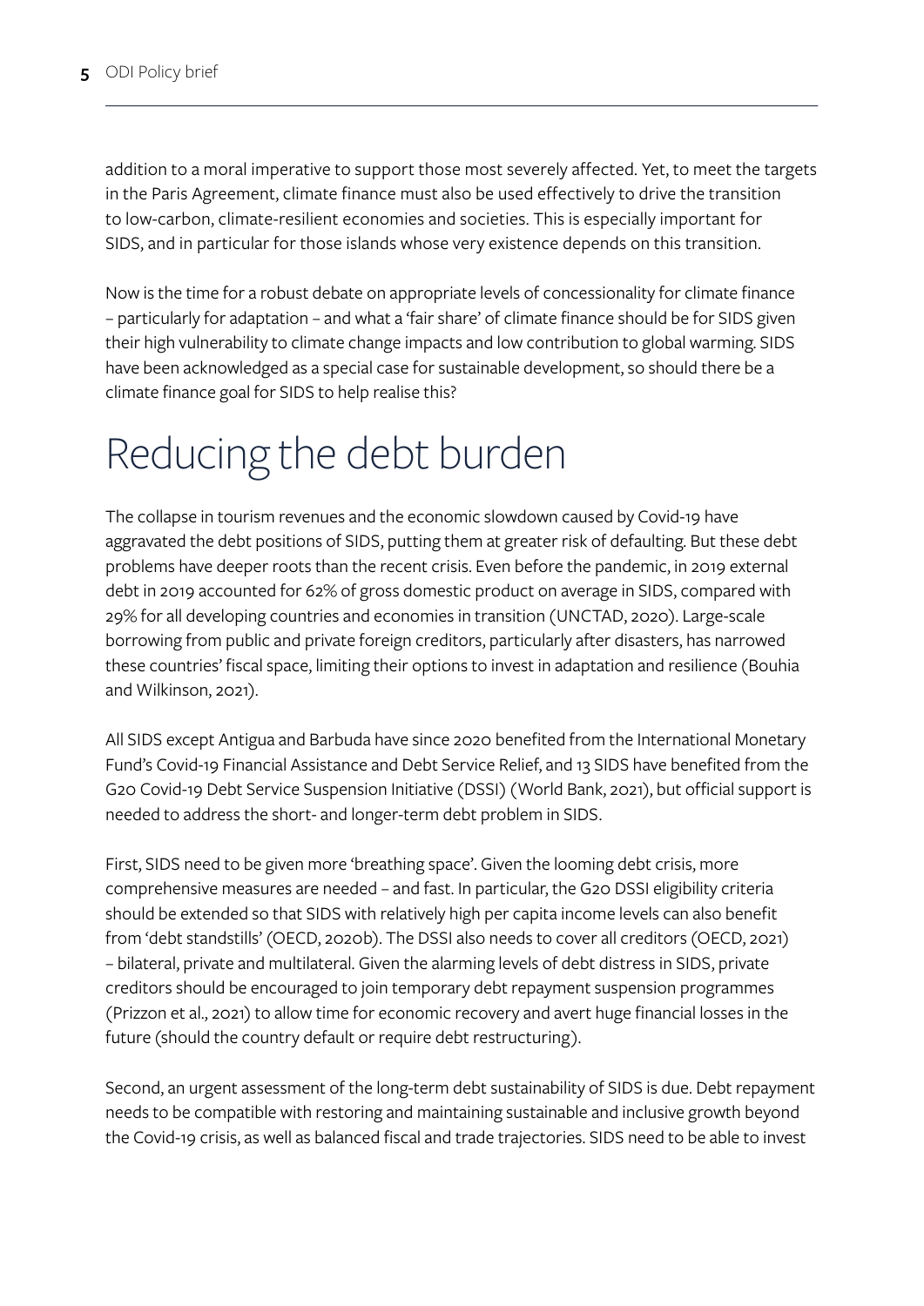addition to a moral imperative to support those most severely affected. Yet, to meet the targets in the Paris Agreement, climate finance must also be used effectively to drive the transition to low-carbon, climate-resilient economies and societies. This is especially important for SIDS, and in particular for those islands whose very existence depends on this transition.

Now is the time for a robust debate on appropriate levels of concessionality for climate finance – particularly for adaptation – and what a 'fair share' of climate finance should be for SIDS given their high vulnerability to climate change impacts and low contribution to global warming. SIDS have been acknowledged as a special case for sustainable development, so should there be a climate finance goal for SIDS to help realise this?

# Reducing the debt burden

The collapse in tourism revenues and the economic slowdown caused by Covid-19 have aggravated the debt positions of SIDS, putting them at greater risk of defaulting. But these debt problems have deeper roots than the recent crisis. Even before the pandemic, in 2019 external debt in 2019 accounted for 62% of gross domestic product on average in SIDS, compared with 29% for all developing countries and economies in transition (UNCTAD, 2020). Large-scale borrowing from public and private foreign creditors, particularly after disasters, has narrowed these countries' fiscal space, limiting their options to invest in adaptation and resilience (Bouhia and Wilkinson, 2021).

All SIDS except Antigua and Barbuda have since 2020 benefited from the International Monetary Fund's Covid-19 Financial Assistance and Debt Service Relief, and 13 SIDS have benefited from the G20 Covid-19 Debt Service Suspension Initiative (DSSI) (World Bank, 2021), but official support is needed to address the short- and longer-term debt problem in SIDS.

First, SIDS need to be given more 'breathing space'. Given the looming debt crisis, more comprehensive measures are needed – and fast. In particular, the G20 DSSI eligibility criteria should be extended so that SIDS with relatively high per capita income levels can also benefit from 'debt standstills' (OECD, 2020b). The DSSI also needs to cover all creditors (OECD, 2021) – bilateral, private and multilateral. Given the alarming levels of debt distress in SIDS, private creditors should be encouraged to join temporary debt repayment suspension programmes (Prizzon et al., 2021) to allow time for economic recovery and avert huge financial losses in the future (should the country default or require debt restructuring).

Second, an urgent assessment of the long-term debt sustainability of SIDS is due. Debt repayment needs to be compatible with restoring and maintaining sustainable and inclusive growth beyond the Covid-19 crisis, as well as balanced fiscal and trade trajectories. SIDS need to be able to invest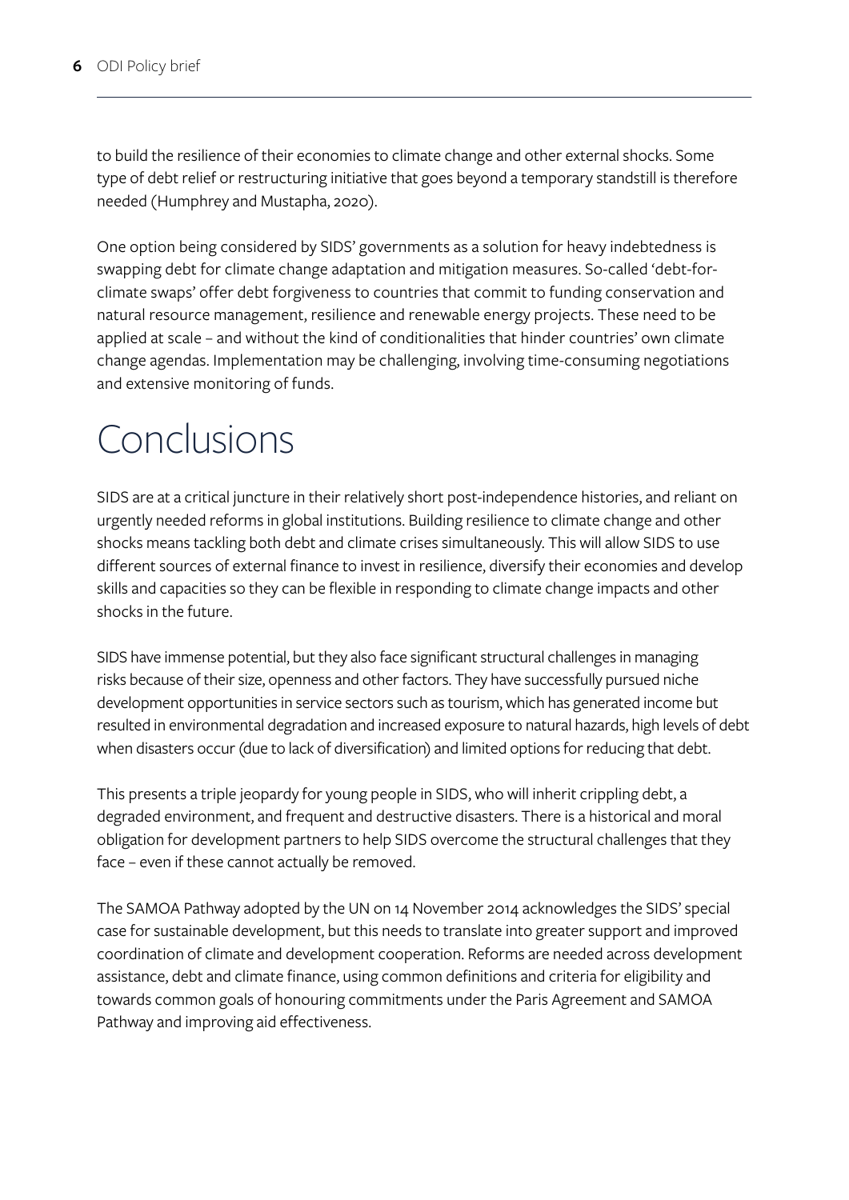to build the resilience of their economies to climate change and other external shocks. Some type of debt relief or restructuring initiative that goes beyond a temporary standstill is therefore needed (Humphrey and Mustapha, 2020).

One option being considered by SIDS' governments as a solution for heavy indebtedness is swapping debt for climate change adaptation and mitigation measures. So-called 'debt-for-climate swaps' offer debt forgiveness to countries that commit to funding conservation and natural resource management, resilience and renewable energy projects. These need to be applied at scale – and without the kind of conditionalities that hinder countries' own climate change agendas. Implementation may be challenging, involving time-consuming negotiations and extensive monitoring of funds.

# Conclusions

SIDS are at a critical juncture in their relatively short post-independence histories, and reliant on urgently needed reforms in global institutions. Building resilience to climate change and other shocks means tackling both debt and climate crises simultaneously. This will allow SIDS to use different sources of external finance to invest in resilience, diversify their economies and develop skills and capacities so they can be flexible in responding to climate change impacts and other shocks in the future.

SIDS have immense potential, but they also face significant structural challenges in managing risks because of their size, openness and other factors. They have successfully pursued niche development opportunities in service sectors such as tourism, which has generated income but resulted in environmental degradation and increased exposure to natural hazards, high levels of debt when disasters occur (due to lack of diversification) and limited options for reducing that debt.

This presents a triple jeopardy for young people in SIDS, who will inherit crippling debt, a degraded environment, and frequent and destructive disasters. There is a historical and moral obligation for development partners to help SIDS overcome the structural challenges that they face – even if these cannot actually be removed.

The SAMOA Pathway adopted by the UN on 14 November 2014 acknowledges the SIDS' special case for sustainable development, but this needs to translate into greater support and improved coordination of climate and development cooperation. Reforms are needed across development assistance, debt and climate finance, using common definitions and criteria for eligibility and towards common goals of honouring commitments under the Paris Agreement and SAMOA Pathway and improving aid effectiveness.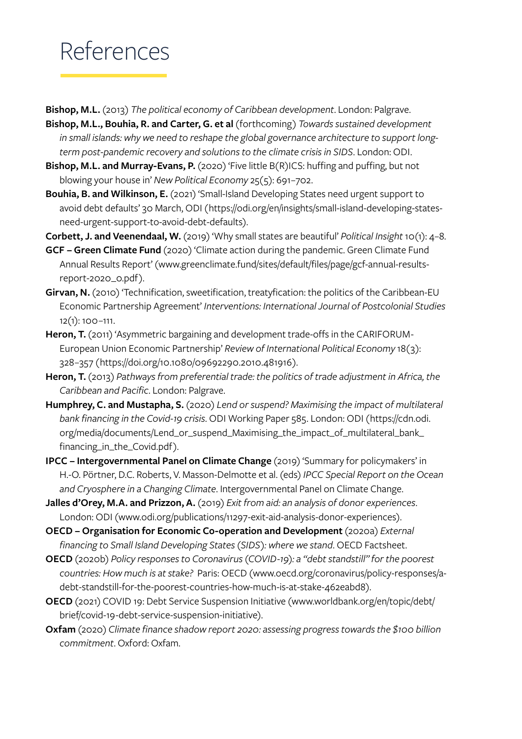# References

**Bishop, M.L.** (2013) *The political economy of Caribbean development*. London: Palgrave.

**Bishop, M.L., Bouhia, R. and Carter, G. et al** (forthcoming) *Towards sustained development in small islands: why we need to reshape the global governance architecture to support long-term post-pandemic recovery and solutions to the climate crisis in SIDS*. London: ODI.

**Bishop, M.L. and Murray-Evans, P.** (2020) 'Five little B(R)ICS: huffing and puffing, but not blowing your house in' *New Political Economy* 25(5): 691–702.

**Bouhia, B. and Wilkinson, E.** (2021) 'Small-Island Developing States need urgent support to avoid debt defaults' 30 March, ODI (https://odi.org/en/insights/small-island-developing-states-need-urgent-support-to-avoid-debt-defaults).

**Corbett, J. and Veenendaal, W.** (2019) 'Why small states are beautiful' *Political Insight* 10(1): 4–8.

**GCF – Green Climate Fund** (2020) 'Climate action during the pandemic. Green Climate Fund Annual Results Report' (www.greenclimate.fund/sites/default/files/page/gcf-annual-results-report-2020_0.pdf).

**Girvan, N.** (2010) 'Technification, sweetification, treatyfication: the politics of the Caribbean-EU Economic Partnership Agreement' *Interventions: International Journal of Postcolonial Studies* 12(1): 100–111.

**Heron, T.** (2011) 'Asymmetric bargaining and development trade-offs in the CARIFORUM-European Union Economic Partnership' *Review of International Political Economy* 18(3): 328–357 (https://doi.org/10.1080/09692290.2010.481916).

**Heron, T.** (2013) *Pathways from preferential trade: the politics of trade adjustment in Africa, the Caribbean and Pacific*. London: Palgrave.

**Humphrey, C. and Mustapha, S.** (2020) *Lend or suspend? Maximising the impact of multilateral bank financing in the Covid-19 crisis*. ODI Working Paper 585. London: ODI (https://cdn.odi.org/media/documents/Lend_or_suspend_Maximising_the_impact_of_multilateral_bank_financing_in_the_Covid.pdf).

**IPCC – Intergovernmental Panel on Climate Change** (2019) 'Summary for policymakers' in H.-O. Pörtner, D.C. Roberts, V. Masson-Delmotte et al. (eds) *IPCC Special Report on the Ocean and Cryosphere in a Changing Climate*. Intergovernmental Panel on Climate Change.

**Jalles d'Orey, M.A. and Prizzon, A.** (2019) *Exit from aid: an analysis of donor experiences*. London: ODI (www.odi.org/publications/11297-exit-aid-analysis-donor-experiences).

**OECD – Organisation for Economic Co-operation and Development** (2020a) *External financing to Small Island Developing States (SIDS): where we stand*. OECD Factsheet.

**OECD** (2020b) *Policy responses to Coronavirus (COVID-19): a "debt standstill" for the poorest countries: How much is at stake?* Paris: OECD (www.oecd.org/coronavirus/policy-responses/a-debt-standstill-for-the-poorest-countries-how-much-is-at-stake-462eabd8).

**OECD** (2021) COVID 19: Debt Service Suspension Initiative (www.worldbank.org/en/topic/debt/brief/covid-19-debt-service-suspension-initiative).

**Oxfam** (2020) *Climate finance shadow report 2020: assessing progress towards the $100 billion commitment*. Oxford: Oxfam.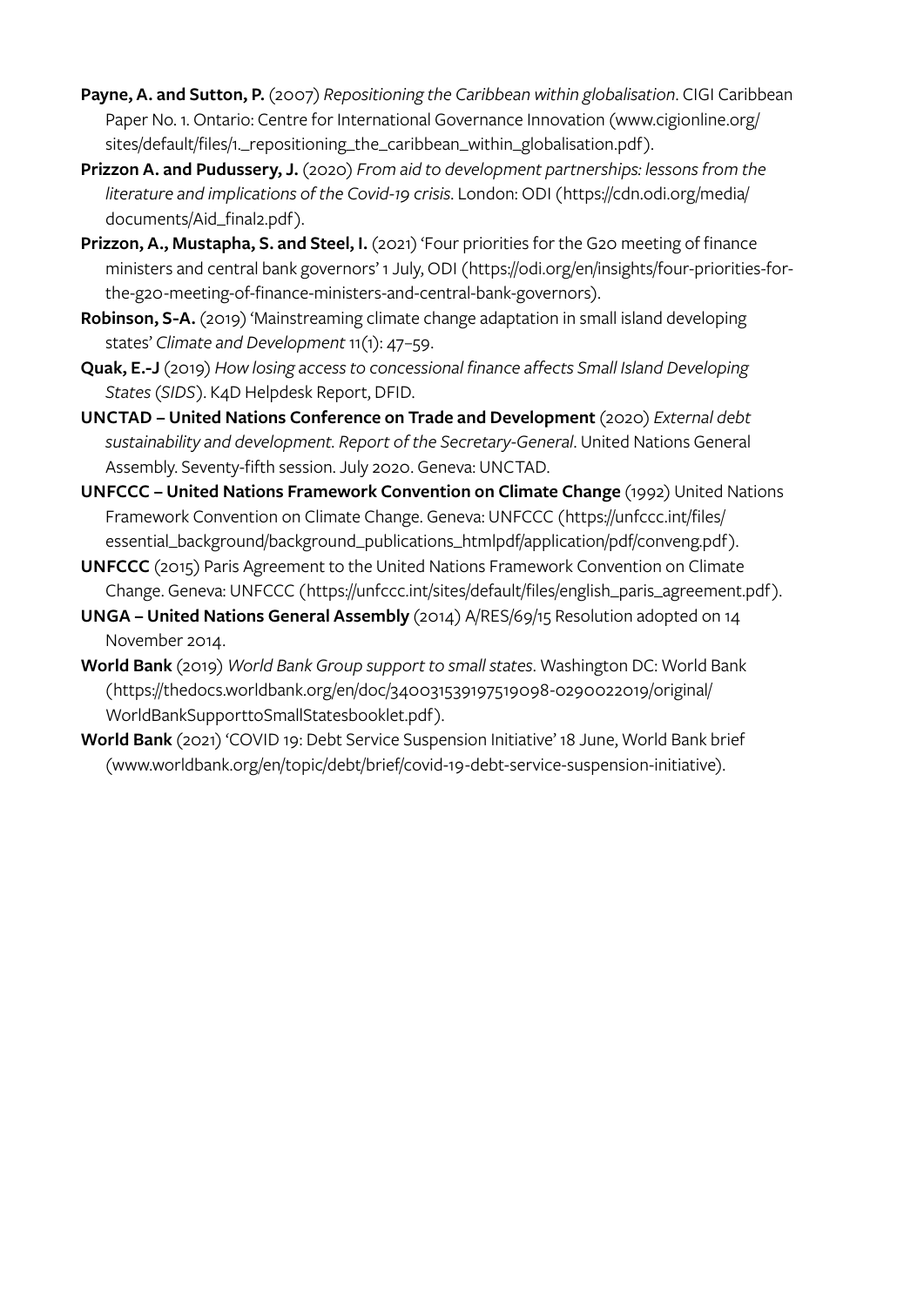**Payne, A. and Sutton, P.** (2007) *Repositioning the Caribbean within globalisation*. CIGI Caribbean Paper No. 1. Ontario: Centre for International Governance Innovation (www.cigionline.org/sites/default/files/1._repositioning_the_caribbean_within_globalisation.pdf).

**Prizzon A. and Pudussery, J.** (2020) *From aid to development partnerships: lessons from the literature and implications of the Covid-19 crisis*. London: ODI (https://cdn.odi.org/media/documents/Aid_final2.pdf).

**Prizzon, A., Mustapha, S. and Steel, I.** (2021) 'Four priorities for the G20 meeting of finance ministers and central bank governors' 1 July, ODI (https://odi.org/en/insights/four-priorities-for-the-g20-meeting-of-finance-ministers-and-central-bank-governors).

**Robinson, S-A.** (2019) 'Mainstreaming climate change adaptation in small island developing states' *Climate and Development* 11(1): 47–59.

**Quak, E.-J** (2019) *How losing access to concessional finance affects Small Island Developing States (SIDS)*. K4D Helpdesk Report, DFID.

**UNCTAD – United Nations Conference on Trade and Development** (2020) *External debt sustainability and development. Report of the Secretary-General*. United Nations General Assembly. Seventy-fifth session. July 2020. Geneva: UNCTAD.

**UNFCCC – United Nations Framework Convention on Climate Change** (1992) United Nations Framework Convention on Climate Change. Geneva: UNFCCC (https://unfccc.int/files/essential_background/background_publications_htmlpdf/application/pdf/conveng.pdf).

**UNFCCC** (2015) Paris Agreement to the United Nations Framework Convention on Climate Change. Geneva: UNFCCC (https://unfccc.int/sites/default/files/english_paris_agreement.pdf).

**UNGA – United Nations General Assembly** (2014) A/RES/69/15 Resolution adopted on 14 November 2014.

**World Bank** (2019) *World Bank Group support to small states*. Washington DC: World Bank (https://thedocs.worldbank.org/en/doc/340031539197519098-0290022019/original/WorldBankSupporttoSmallStatesbooklet.pdf).

**World Bank** (2021) 'COVID 19: Debt Service Suspension Initiative' 18 June, World Bank brief (www.worldbank.org/en/topic/debt/brief/covid-19-debt-service-suspension-initiative).